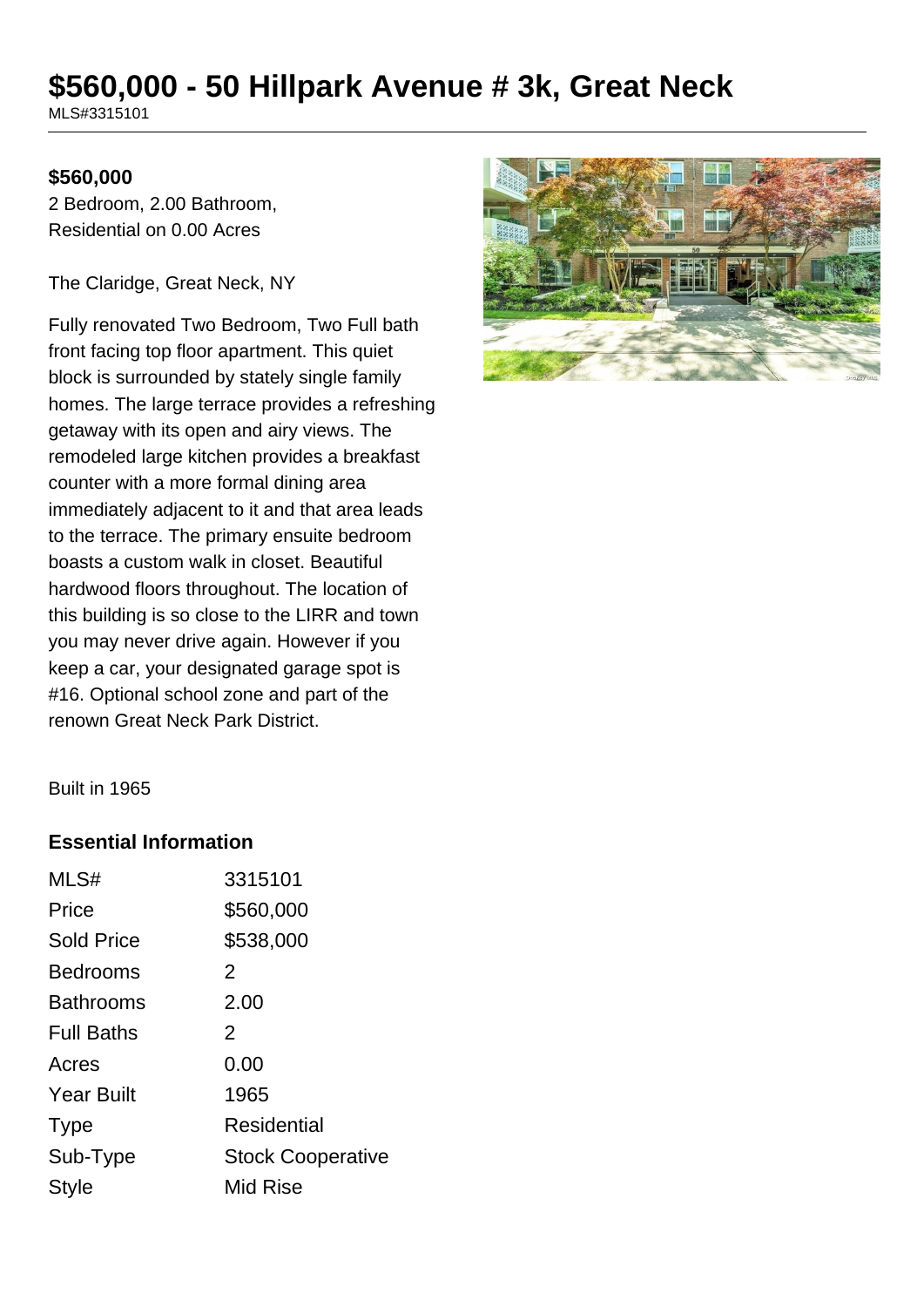# $560,000 - 50 Hillpark Avenue # 3k, Great Neck

MLS#3315101

**$560,000**

2 Bedroom, 2.00 Bathroom, Residential on 0.00 Acres

The Claridge, Great Neck, NY

Fully renovated Two Bedroom, Two Full bath front facing top floor apartment. This quiet block is surrounded by stately single family homes. The large terrace provides a refreshing getaway with its open and airy views. The remodeled large kitchen provides a breakfast counter with a more formal dining area immediately adjacent to it and that area leads to the terrace. The primary ensuite bedroom boasts a custom walk in closet. Beautiful hardwood floors throughout. The location of this building is so close to the LIRR and town you may never drive again. However if you keep a car, your designated garage spot is #16. Optional school zone and part of the renown Great Neck Park District.

Built in 1965

## Essential Information

| | |
|---|---|
| MLS# | 3315101 |
| Price | $560,000 |
| Sold Price | $538,000 |
| Bedrooms | 2 |
| Bathrooms | 2.00 |
| Full Baths | 2 |
| Acres | 0.00 |
| Year Built | 1965 |
| Type | Residential |
| Sub-Type | Stock Cooperative |
| Style | Mid Rise |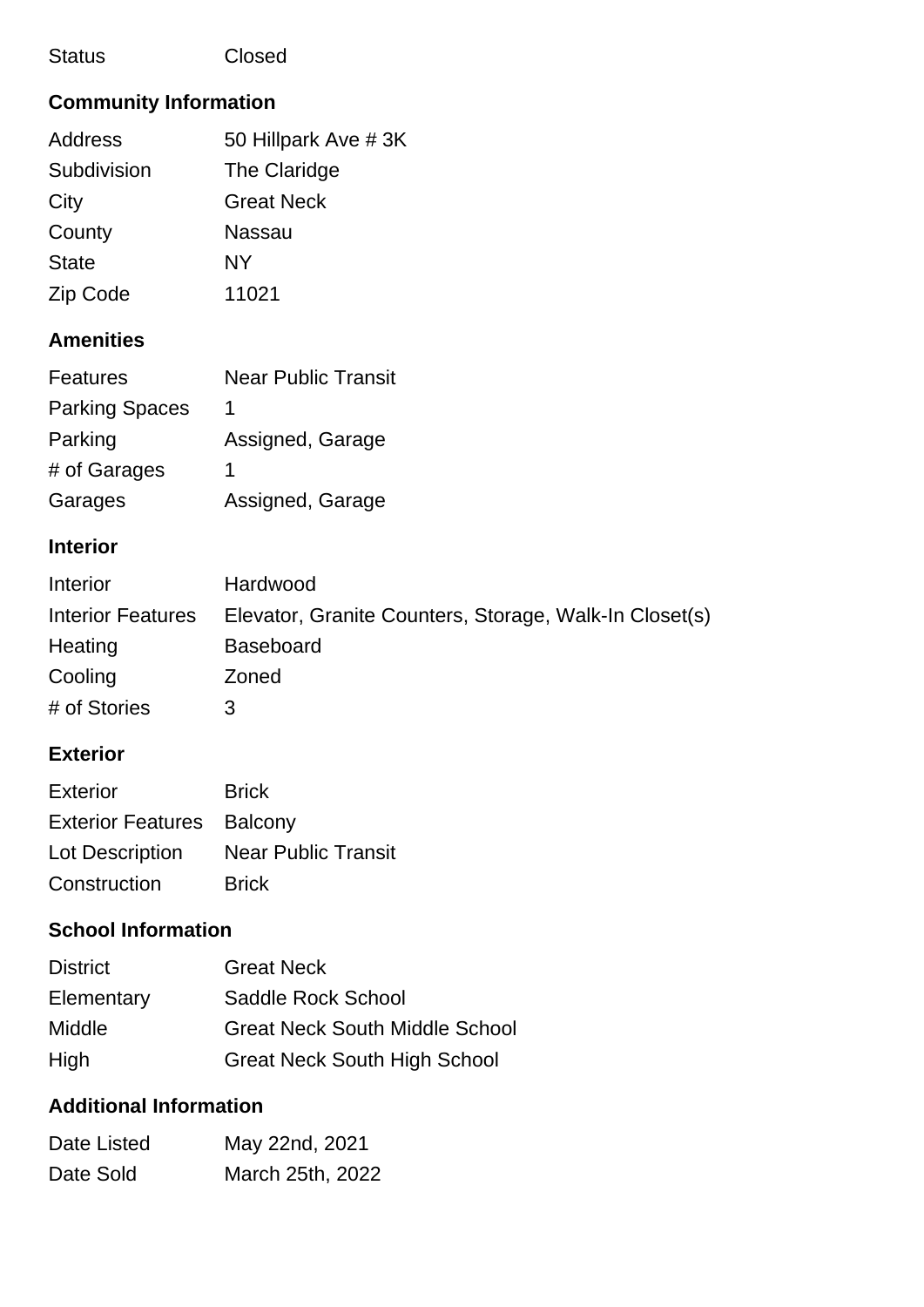| | |
|---|---|
| Status | Closed |

## Community Information

| | |
|---|---|
| Address | 50 Hillpark Ave # 3K |
| Subdivision | The Claridge |
| City | Great Neck |
| County | Nassau |
| State | NY |
| Zip Code | 11021 |

## Amenities

| | |
|---|---|
| Features | Near Public Transit |
| Parking Spaces | 1 |
| Parking | Assigned, Garage |
| # of Garages | 1 |
| Garages | Assigned, Garage |

## Interior

| | |
|---|---|
| Interior | Hardwood |
| Interior Features | Elevator, Granite Counters, Storage, Walk-In Closet(s) |
| Heating | Baseboard |
| Cooling | Zoned |
| # of Stories | 3 |

## Exterior

| | |
|---|---|
| Exterior | Brick |
| Exterior Features | Balcony |
| Lot Description | Near Public Transit |
| Construction | Brick |

## School Information

| | |
|---|---|
| District | Great Neck |
| Elementary | Saddle Rock School |
| Middle | Great Neck South Middle School |
| High | Great Neck South High School |

## Additional Information

| | |
|---|---|
| Date Listed | May 22nd, 2021 |
| Date Sold | March 25th, 2022 |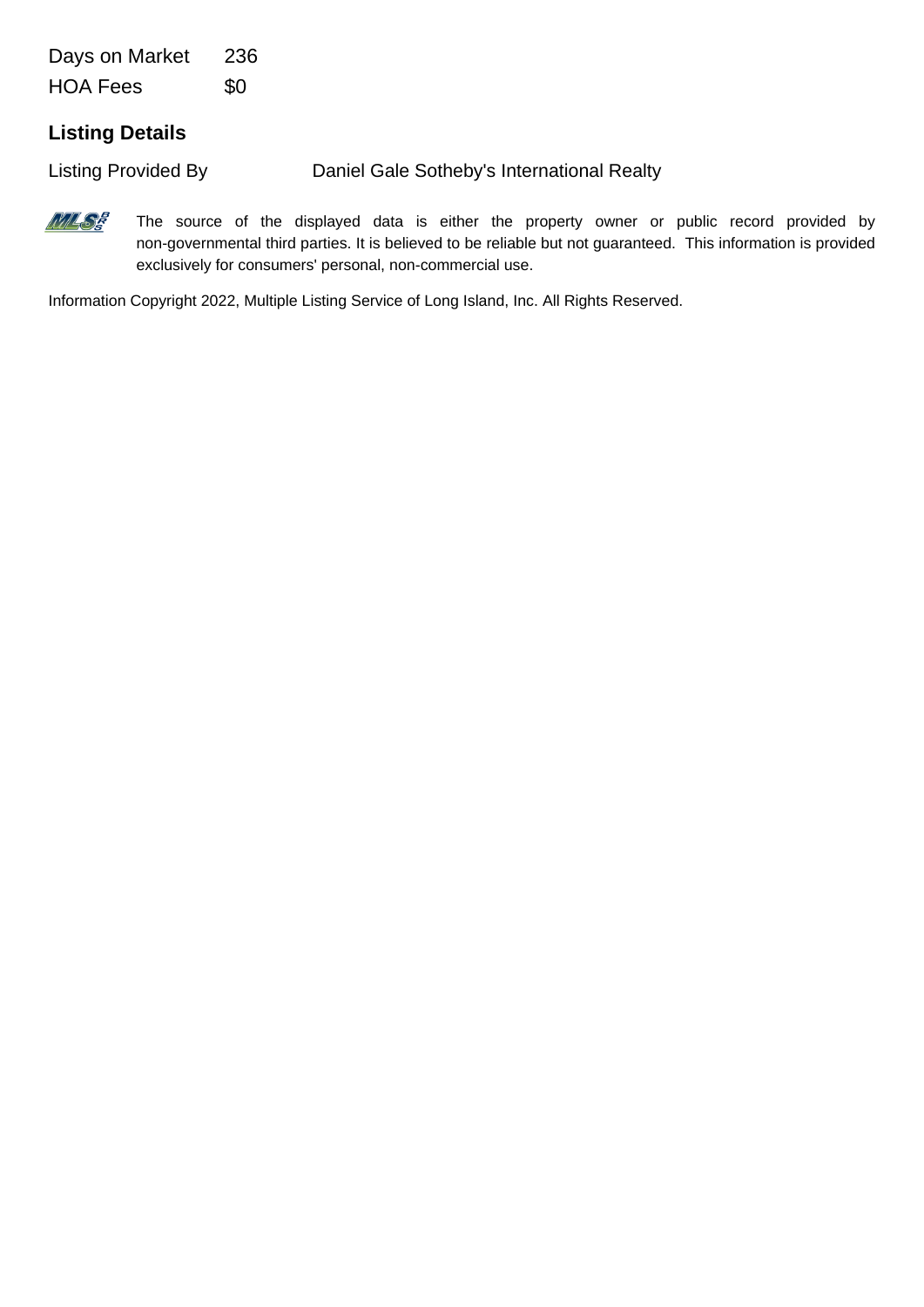| | |
|---|---|
| Days on Market | 236 |
| HOA Fees | $0 |

## Listing Details

| | |
|---|---|
| Listing Provided By | Daniel Gale Sotheby's International Realty |

The source of the displayed data is either the property owner or public record provided by non-governmental third parties. It is believed to be reliable but not guaranteed. This information is provided exclusively for consumers' personal, non-commercial use.

Information Copyright 2022, Multiple Listing Service of Long Island, Inc. All Rights Reserved.